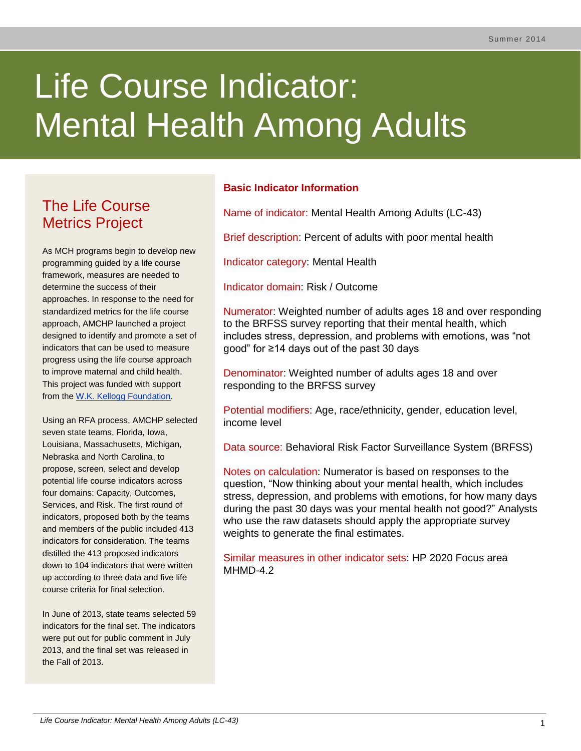Summer 2014

# Life Course Indicator: Mental Health Among Adults

## The Life Course Metrics Project

As MCH programs begin to develop new programming guided by a life course framework, measures are needed to determine the success of their approaches. In response to the need for standardized metrics for the life course approach, AMCHP launched a project designed to identify and promote a set of indicators that can be used to measure progress using the life course approach to improve maternal and child health. This project was funded with support from the W.K. Kellogg Foundation.

Using an RFA process, AMCHP selected seven state teams, Florida, Iowa, Louisiana, Massachusetts, Michigan, Nebraska and North Carolina, to propose, screen, select and develop potential life course indicators across four domains: Capacity, Outcomes, Services, and Risk. The first round of indicators, proposed both by the teams and members of the public included 413 indicators for consideration. The teams distilled the 413 proposed indicators down to 104 indicators that were written up according to three data and five life course criteria for final selection.

In June of 2013, state teams selected 59 indicators for the final set. The indicators were put out for public comment in July 2013, and the final set was released in the Fall of 2013.

## Basic Indicator Information

Name of indicator: Mental Health Among Adults (LC-43)

Brief description: Percent of adults with poor mental health

Indicator category: Mental Health

Indicator domain: Risk / Outcome

Numerator: Weighted number of adults ages 18 and over responding to the BRFSS survey reporting that their mental health, which includes stress, depression, and problems with emotions, was "not good" for ≥14 days out of the past 30 days

Denominator: Weighted number of adults ages 18 and over responding to the BRFSS survey

Potential modifiers: Age, race/ethnicity, gender, education level, income level

Data source: Behavioral Risk Factor Surveillance System (BRFSS)

Notes on calculation: Numerator is based on responses to the question, "Now thinking about your mental health, which includes stress, depression, and problems with emotions, for how many days during the past 30 days was your mental health not good?" Analysts who use the raw datasets should apply the appropriate survey weights to generate the final estimates.

Similar measures in other indicator sets: HP 2020 Focus area MHMD-4.2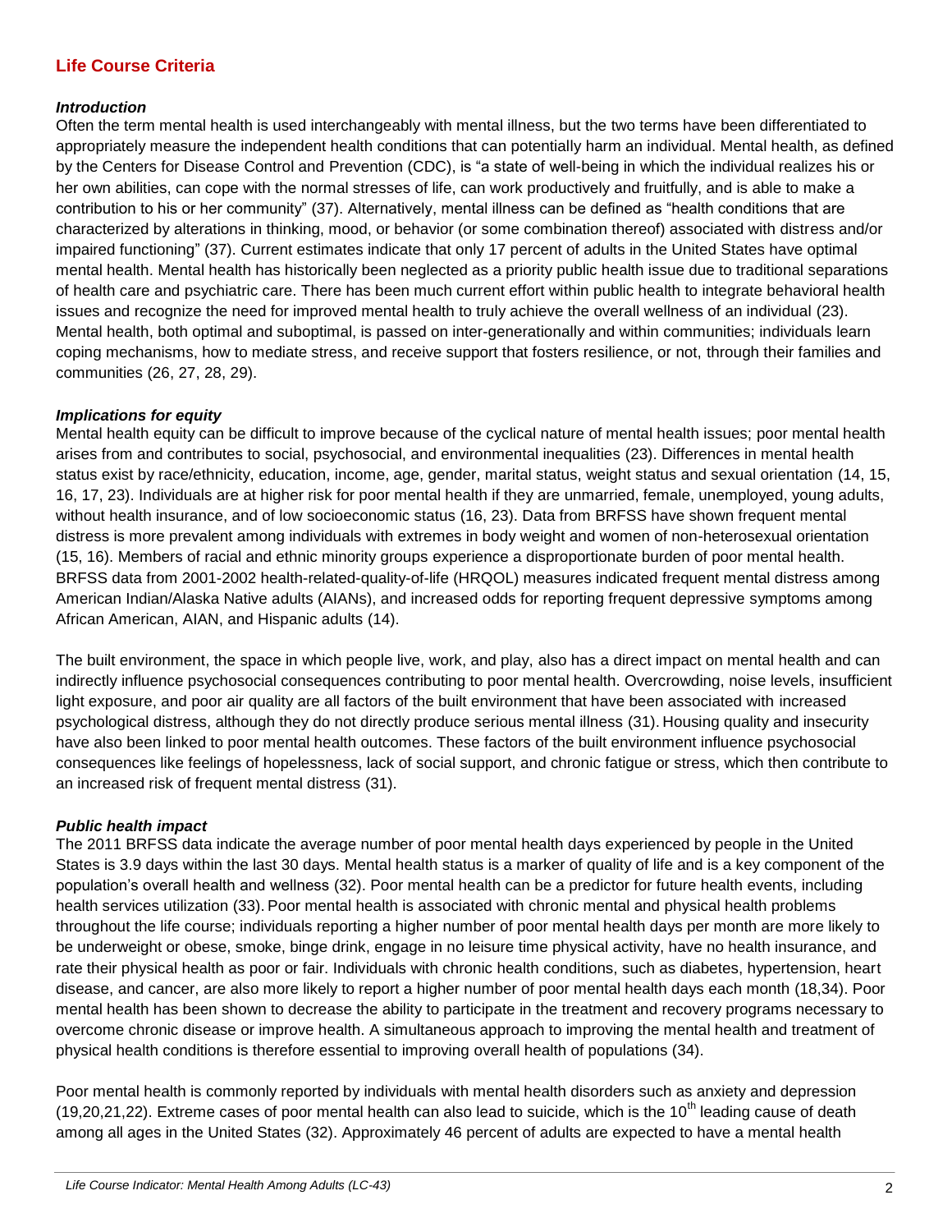## Life Course Criteria

### *Introduction*

Often the term mental health is used interchangeably with mental illness, but the two terms have been differentiated to appropriately measure the independent health conditions that can potentially harm an individual. Mental health, as defined by the Centers for Disease Control and Prevention (CDC), is "a state of well-being in which the individual realizes his or her own abilities, can cope with the normal stresses of life, can work productively and fruitfully, and is able to make a contribution to his or her community" (37). Alternatively, mental illness can be defined as "health conditions that are characterized by alterations in thinking, mood, or behavior (or some combination thereof) associated with distress and/or impaired functioning" (37). Current estimates indicate that only 17 percent of adults in the United States have optimal mental health. Mental health has historically been neglected as a priority public health issue due to traditional separations of health care and psychiatric care. There has been much current effort within public health to integrate behavioral health issues and recognize the need for improved mental health to truly achieve the overall wellness of an individual (23). Mental health, both optimal and suboptimal, is passed on inter-generationally and within communities; individuals learn coping mechanisms, how to mediate stress, and receive support that fosters resilience, or not, through their families and communities (26, 27, 28, 29).

### *Implications for equity*

Mental health equity can be difficult to improve because of the cyclical nature of mental health issues; poor mental health arises from and contributes to social, psychosocial, and environmental inequalities (23). Differences in mental health status exist by race/ethnicity, education, income, age, gender, marital status, weight status and sexual orientation (14, 15, 16, 17, 23). Individuals are at higher risk for poor mental health if they are unmarried, female, unemployed, young adults, without health insurance, and of low socioeconomic status (16, 23). Data from BRFSS have shown frequent mental distress is more prevalent among individuals with extremes in body weight and women of non-heterosexual orientation (15, 16). Members of racial and ethnic minority groups experience a disproportionate burden of poor mental health. BRFSS data from 2001-2002 health-related-quality-of-life (HRQOL) measures indicated frequent mental distress among American Indian/Alaska Native adults (AIANs), and increased odds for reporting frequent depressive symptoms among African American, AIAN, and Hispanic adults (14).

The built environment, the space in which people live, work, and play, also has a direct impact on mental health and can indirectly influence psychosocial consequences contributing to poor mental health. Overcrowding, noise levels, insufficient light exposure, and poor air quality are all factors of the built environment that have been associated with increased psychological distress, although they do not directly produce serious mental illness (31). Housing quality and insecurity have also been linked to poor mental health outcomes. These factors of the built environment influence psychosocial consequences like feelings of hopelessness, lack of social support, and chronic fatigue or stress, which then contribute to an increased risk of frequent mental distress (31).

### *Public health impact*

The 2011 BRFSS data indicate the average number of poor mental health days experienced by people in the United States is 3.9 days within the last 30 days. Mental health status is a marker of quality of life and is a key component of the population's overall health and wellness (32). Poor mental health can be a predictor for future health events, including health services utilization (33). Poor mental health is associated with chronic mental and physical health problems throughout the life course; individuals reporting a higher number of poor mental health days per month are more likely to be underweight or obese, smoke, binge drink, engage in no leisure time physical activity, have no health insurance, and rate their physical health as poor or fair. Individuals with chronic health conditions, such as diabetes, hypertension, heart disease, and cancer, are also more likely to report a higher number of poor mental health days each month (18,34). Poor mental health has been shown to decrease the ability to participate in the treatment and recovery programs necessary to overcome chronic disease or improve health. A simultaneous approach to improving the mental health and treatment of physical health conditions is therefore essential to improving overall health of populations (34).

Poor mental health is commonly reported by individuals with mental health disorders such as anxiety and depression (19,20,21,22). Extreme cases of poor mental health can also lead to suicide, which is the 10th leading cause of death among all ages in the United States (32). Approximately 46 percent of adults are expected to have a mental health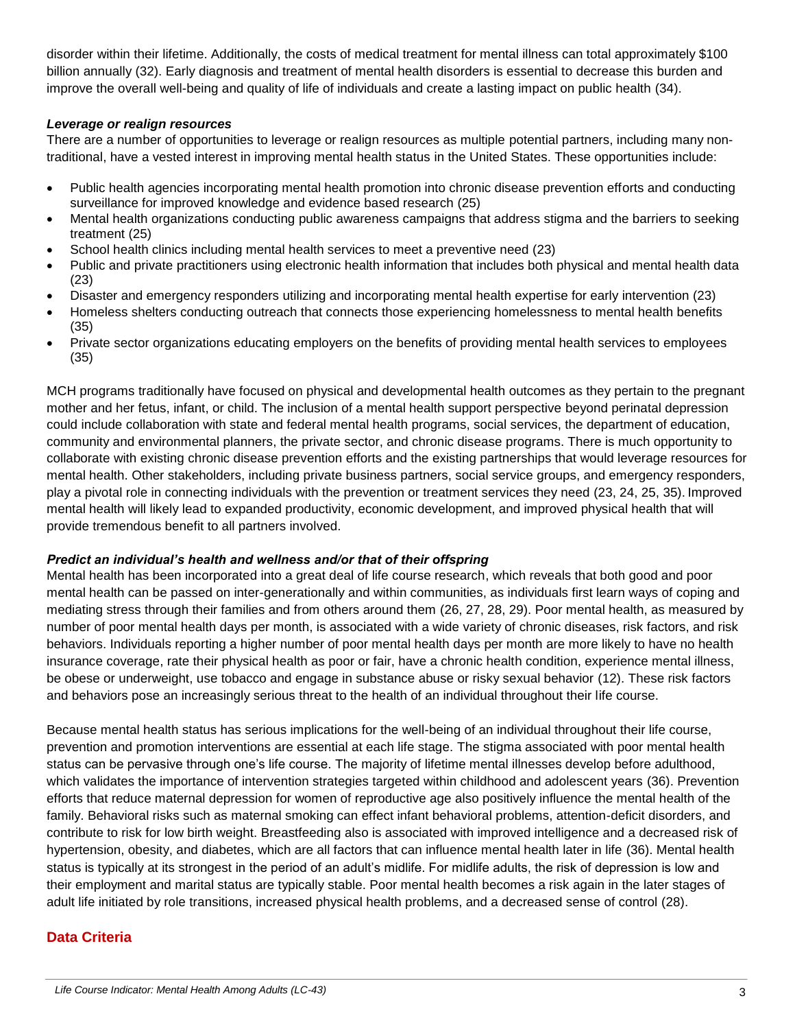disorder within their lifetime. Additionally, the costs of medical treatment for mental illness can total approximately $100 billion annually (32). Early diagnosis and treatment of mental health disorders is essential to decrease this burden and improve the overall well-being and quality of life of individuals and create a lasting impact on public health (34).

***Leverage or realign resources***

There are a number of opportunities to leverage or realign resources as multiple potential partners, including many non-traditional, have a vested interest in improving mental health status in the United States. These opportunities include:

- Public health agencies incorporating mental health promotion into chronic disease prevention efforts and conducting surveillance for improved knowledge and evidence based research (25)
- Mental health organizations conducting public awareness campaigns that address stigma and the barriers to seeking treatment (25)
- School health clinics including mental health services to meet a preventive need (23)
- Public and private practitioners using electronic health information that includes both physical and mental health data (23)
- Disaster and emergency responders utilizing and incorporating mental health expertise for early intervention (23)
- Homeless shelters conducting outreach that connects those experiencing homelessness to mental health benefits (35)
- Private sector organizations educating employers on the benefits of providing mental health services to employees (35)

MCH programs traditionally have focused on physical and developmental health outcomes as they pertain to the pregnant mother and her fetus, infant, or child. The inclusion of a mental health support perspective beyond perinatal depression could include collaboration with state and federal mental health programs, social services, the department of education, community and environmental planners, the private sector, and chronic disease programs. There is much opportunity to collaborate with existing chronic disease prevention efforts and the existing partnerships that would leverage resources for mental health. Other stakeholders, including private business partners, social service groups, and emergency responders, play a pivotal role in connecting individuals with the prevention or treatment services they need (23, 24, 25, 35). Improved mental health will likely lead to expanded productivity, economic development, and improved physical health that will provide tremendous benefit to all partners involved.

***Predict an individual's health and wellness and/or that of their offspring***

Mental health has been incorporated into a great deal of life course research, which reveals that both good and poor mental health can be passed on inter-generationally and within communities, as individuals first learn ways of coping and mediating stress through their families and from others around them (26, 27, 28, 29). Poor mental health, as measured by number of poor mental health days per month, is associated with a wide variety of chronic diseases, risk factors, and risk behaviors. Individuals reporting a higher number of poor mental health days per month are more likely to have no health insurance coverage, rate their physical health as poor or fair, have a chronic health condition, experience mental illness, be obese or underweight, use tobacco and engage in substance abuse or risky sexual behavior (12). These risk factors and behaviors pose an increasingly serious threat to the health of an individual throughout their life course.

Because mental health status has serious implications for the well-being of an individual throughout their life course, prevention and promotion interventions are essential at each life stage. The stigma associated with poor mental health status can be pervasive through one's life course. The majority of lifetime mental illnesses develop before adulthood, which validates the importance of intervention strategies targeted within childhood and adolescent years (36). Prevention efforts that reduce maternal depression for women of reproductive age also positively influence the mental health of the family. Behavioral risks such as maternal smoking can effect infant behavioral problems, attention-deficit disorders, and contribute to risk for low birth weight. Breastfeeding also is associated with improved intelligence and a decreased risk of hypertension, obesity, and diabetes, which are all factors that can influence mental health later in life (36). Mental health status is typically at its strongest in the period of an adult's midlife. For midlife adults, the risk of depression is low and their employment and marital status are typically stable. Poor mental health becomes a risk again in the later stages of adult life initiated by role transitions, increased physical health problems, and a decreased sense of control (28).

## Data Criteria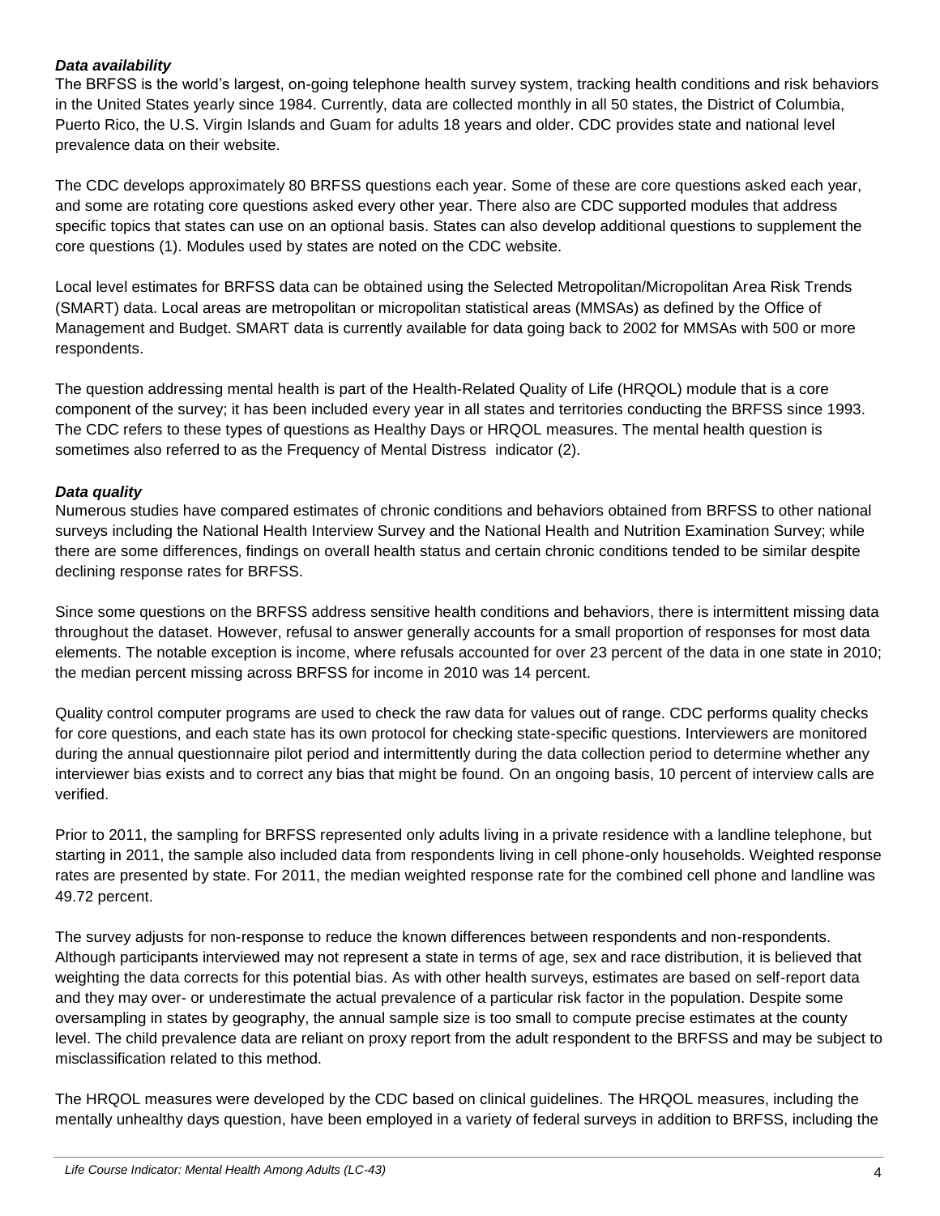### *Data availability*

The BRFSS is the world's largest, on-going telephone health survey system, tracking health conditions and risk behaviors in the United States yearly since 1984. Currently, data are collected monthly in all 50 states, the District of Columbia, Puerto Rico, the U.S. Virgin Islands and Guam for adults 18 years and older. CDC provides state and national level prevalence data on their website.

The CDC develops approximately 80 BRFSS questions each year. Some of these are core questions asked each year, and some are rotating core questions asked every other year. There also are CDC supported modules that address specific topics that states can use on an optional basis. States can also develop additional questions to supplement the core questions (1). Modules used by states are noted on the CDC website.

Local level estimates for BRFSS data can be obtained using the Selected Metropolitan/Micropolitan Area Risk Trends (SMART) data. Local areas are metropolitan or micropolitan statistical areas (MMSAs) as defined by the Office of Management and Budget. SMART data is currently available for data going back to 2002 for MMSAs with 500 or more respondents.

The question addressing mental health is part of the Health-Related Quality of Life (HRQOL) module that is a core component of the survey; it has been included every year in all states and territories conducting the BRFSS since 1993. The CDC refers to these types of questions as Healthy Days or HRQOL measures. The mental health question is sometimes also referred to as the Frequency of Mental Distress indicator (2).

### *Data quality*

Numerous studies have compared estimates of chronic conditions and behaviors obtained from BRFSS to other national surveys including the National Health Interview Survey and the National Health and Nutrition Examination Survey; while there are some differences, findings on overall health status and certain chronic conditions tended to be similar despite declining response rates for BRFSS.

Since some questions on the BRFSS address sensitive health conditions and behaviors, there is intermittent missing data throughout the dataset. However, refusal to answer generally accounts for a small proportion of responses for most data elements. The notable exception is income, where refusals accounted for over 23 percent of the data in one state in 2010; the median percent missing across BRFSS for income in 2010 was 14 percent.

Quality control computer programs are used to check the raw data for values out of range. CDC performs quality checks for core questions, and each state has its own protocol for checking state-specific questions. Interviewers are monitored during the annual questionnaire pilot period and intermittently during the data collection period to determine whether any interviewer bias exists and to correct any bias that might be found. On an ongoing basis, 10 percent of interview calls are verified.

Prior to 2011, the sampling for BRFSS represented only adults living in a private residence with a landline telephone, but starting in 2011, the sample also included data from respondents living in cell phone-only households. Weighted response rates are presented by state. For 2011, the median weighted response rate for the combined cell phone and landline was 49.72 percent.

The survey adjusts for non-response to reduce the known differences between respondents and non-respondents. Although participants interviewed may not represent a state in terms of age, sex and race distribution, it is believed that weighting the data corrects for this potential bias. As with other health surveys, estimates are based on self-report data and they may over- or underestimate the actual prevalence of a particular risk factor in the population. Despite some oversampling in states by geography, the annual sample size is too small to compute precise estimates at the county level. The child prevalence data are reliant on proxy report from the adult respondent to the BRFSS and may be subject to misclassification related to this method.

The HRQOL measures were developed by the CDC based on clinical guidelines. The HRQOL measures, including the mentally unhealthy days question, have been employed in a variety of federal surveys in addition to BRFSS, including the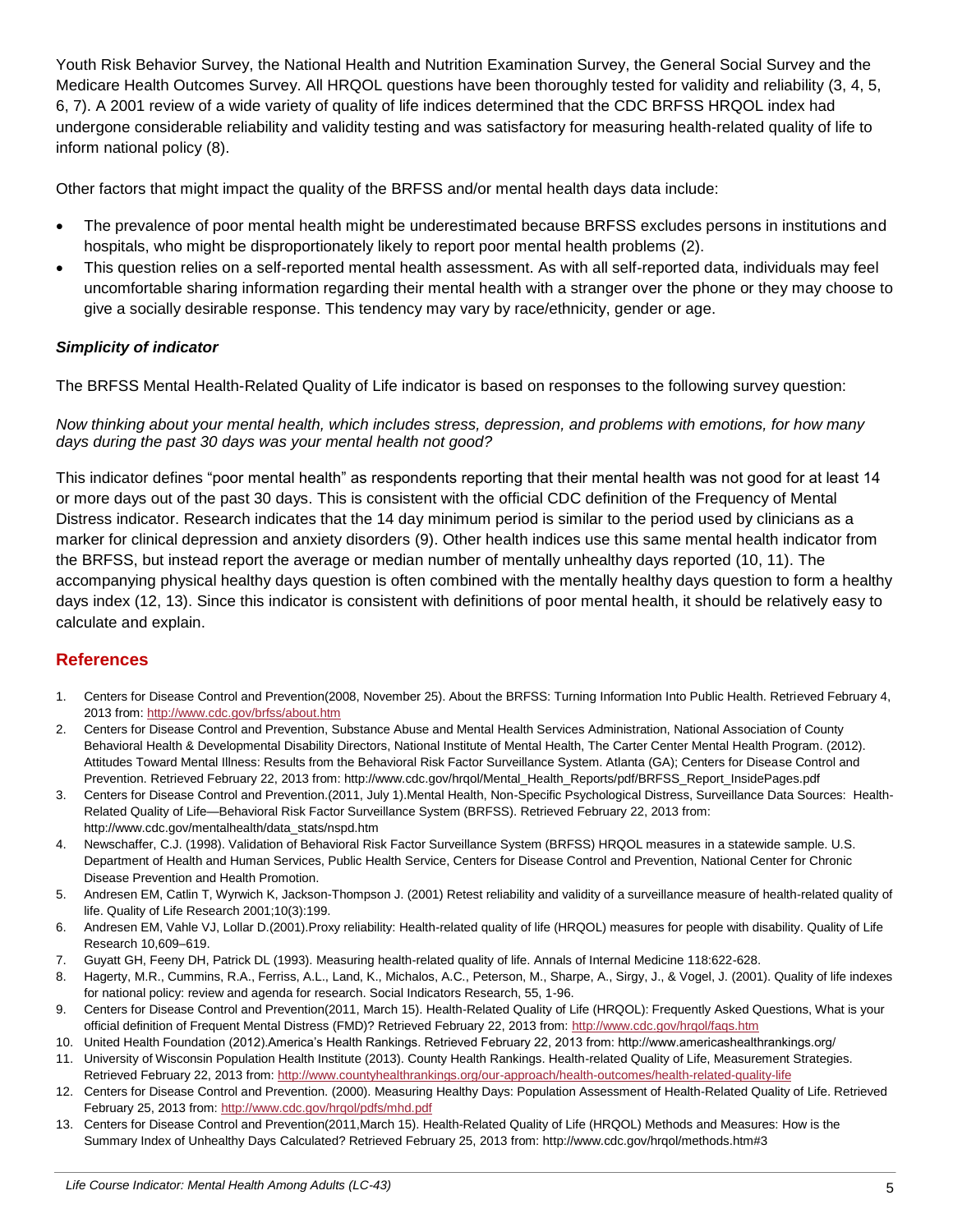Youth Risk Behavior Survey, the National Health and Nutrition Examination Survey, the General Social Survey and the Medicare Health Outcomes Survey. All HRQOL questions have been thoroughly tested for validity and reliability (3, 4, 5, 6, 7). A 2001 review of a wide variety of quality of life indices determined that the CDC BRFSS HRQOL index had undergone considerable reliability and validity testing and was satisfactory for measuring health-related quality of life to inform national policy (8).

Other factors that might impact the quality of the BRFSS and/or mental health days data include:

- The prevalence of poor mental health might be underestimated because BRFSS excludes persons in institutions and hospitals, who might be disproportionately likely to report poor mental health problems (2).
- This question relies on a self-reported mental health assessment. As with all self-reported data, individuals may feel uncomfortable sharing information regarding their mental health with a stranger over the phone or they may choose to give a socially desirable response. This tendency may vary by race/ethnicity, gender or age.

### *Simplicity of indicator*

The BRFSS Mental Health-Related Quality of Life indicator is based on responses to the following survey question:

*Now thinking about your mental health, which includes stress, depression, and problems with emotions, for how many days during the past 30 days was your mental health not good?*

This indicator defines "poor mental health" as respondents reporting that their mental health was not good for at least 14 or more days out of the past 30 days. This is consistent with the official CDC definition of the Frequency of Mental Distress indicator. Research indicates that the 14 day minimum period is similar to the period used by clinicians as a marker for clinical depression and anxiety disorders (9). Other health indices use this same mental health indicator from the BRFSS, but instead report the average or median number of mentally unhealthy days reported (10, 11). The accompanying physical healthy days question is often combined with the mentally healthy days question to form a healthy days index (12, 13). Since this indicator is consistent with definitions of poor mental health, it should be relatively easy to calculate and explain.

## References

1. Centers for Disease Control and Prevention(2008, November 25). About the BRFSS: Turning Information Into Public Health. Retrieved February 4, 2013 from: http://www.cdc.gov/brfss/about.htm
2. Centers for Disease Control and Prevention, Substance Abuse and Mental Health Services Administration, National Association of County Behavioral Health & Developmental Disability Directors, National Institute of Mental Health, The Carter Center Mental Health Program. (2012). Attitudes Toward Mental Illness: Results from the Behavioral Risk Factor Surveillance System. Atlanta (GA); Centers for Disease Control and Prevention. Retrieved February 22, 2013 from: http://www.cdc.gov/hrqol/Mental_Health_Reports/pdf/BRFSS_Report_InsidePages.pdf
3. Centers for Disease Control and Prevention.(2011, July 1).Mental Health, Non-Specific Psychological Distress, Surveillance Data Sources: Health-Related Quality of Life—Behavioral Risk Factor Surveillance System (BRFSS). Retrieved February 22, 2013 from: http://www.cdc.gov/mentalhealth/data_stats/nspd.htm
4. Newschaffer, C.J. (1998). Validation of Behavioral Risk Factor Surveillance System (BRFSS) HRQOL measures in a statewide sample. U.S. Department of Health and Human Services, Public Health Service, Centers for Disease Control and Prevention, National Center for Chronic Disease Prevention and Health Promotion.
5. Andresen EM, Catlin T, Wyrwich K, Jackson-Thompson J. (2001) Retest reliability and validity of a surveillance measure of health-related quality of life. Quality of Life Research 2001;10(3):199.
6. Andresen EM, Vahle VJ, Lollar D.(2001).Proxy reliability: Health-related quality of life (HRQOL) measures for people with disability. Quality of Life Research 10,609–619.
7. Guyatt GH, Feeny DH, Patrick DL (1993). Measuring health-related quality of life. Annals of Internal Medicine 118:622-628.
8. Hagerty, M.R., Cummins, R.A., Ferriss, A.L., Land, K., Michalos, A.C., Peterson, M., Sharpe, A., Sirgy, J., & Vogel, J. (2001). Quality of life indexes for national policy: review and agenda for research. Social Indicators Research, 55, 1-96.
9. Centers for Disease Control and Prevention(2011, March 15). Health-Related Quality of Life (HRQOL): Frequently Asked Questions, What is your official definition of Frequent Mental Distress (FMD)? Retrieved February 22, 2013 from: http://www.cdc.gov/hrqol/faqs.htm
10. United Health Foundation (2012).America's Health Rankings. Retrieved February 22, 2013 from: http://www.americashealthrankings.org/
11. University of Wisconsin Population Health Institute (2013). County Health Rankings. Health-related Quality of Life, Measurement Strategies. Retrieved February 22, 2013 from: http://www.countyhealthrankings.org/our-approach/health-outcomes/health-related-quality-life
12. Centers for Disease Control and Prevention. (2000). Measuring Healthy Days: Population Assessment of Health-Related Quality of Life. Retrieved February 25, 2013 from: http://www.cdc.gov/hrqol/pdfs/mhd.pdf
13. Centers for Disease Control and Prevention(2011,March 15). Health-Related Quality of Life (HRQOL) Methods and Measures: How is the Summary Index of Unhealthy Days Calculated? Retrieved February 25, 2013 from: http://www.cdc.gov/hrqol/methods.htm#3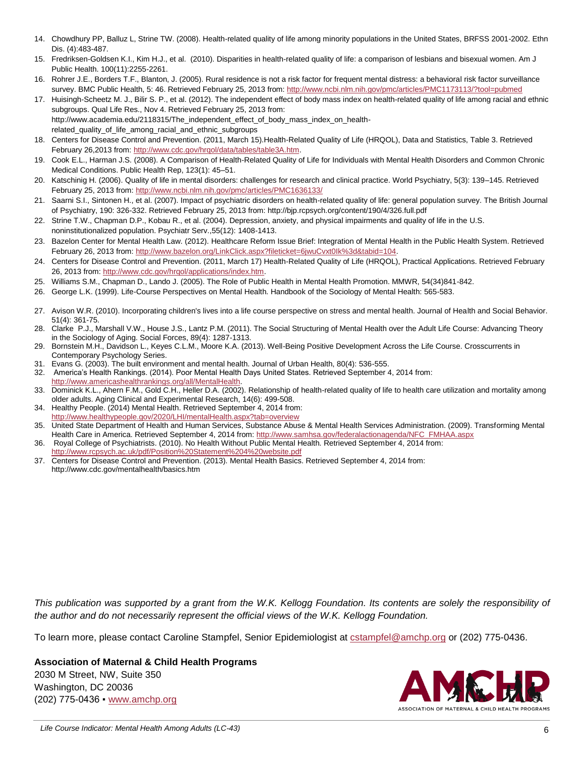14. Chowdhury PP, Balluz L, Strine TW. (2008). Health-related quality of life among minority populations in the United States, BRFSS 2001-2002. Ethn Dis. (4):483-487.
15. Fredriksen-Goldsen K.I., Kim H.J., et al. (2010). Disparities in health-related quality of life: a comparison of lesbians and bisexual women. Am J Public Health. 100(11):2255-2261.
16. Rohrer J.E., Borders T.F., Blanton, J. (2005). Rural residence is not a risk factor for frequent mental distress: a behavioral risk factor surveillance survey. BMC Public Health, 5: 46. Retrieved February 25, 2013 from: http://www.ncbi.nlm.nih.gov/pmc/articles/PMC1173113/?tool=pubmed
17. Huisingh-Scheetz M. J., Bilir S. P., et al. (2012). The independent effect of body mass index on health-related quality of life among racial and ethnic subgroups. Qual Life Res., Nov 4. Retrieved February 25, 2013 from: http://www.academia.edu/2118315/The_independent_effect_of_body_mass_index_on_health-related_quality_of_life_among_racial_and_ethnic_subgroups
18. Centers for Disease Control and Prevention. (2011, March 15).Health-Related Quality of Life (HRQOL), Data and Statistics, Table 3. Retrieved February 26,2013 from: http://www.cdc.gov/hrqol/data/tables/table3A.htm.
19. Cook E.L., Harman J.S. (2008). A Comparison of Health-Related Quality of Life for Individuals with Mental Health Disorders and Common Chronic Medical Conditions. Public Health Rep, 123(1): 45–51.
20. Katschinig H. (2006). Quality of life in mental disorders: challenges for research and clinical practice. World Psychiatry, 5(3): 139–145. Retrieved February 25, 2013 from: http://www.ncbi.nlm.nih.gov/pmc/articles/PMC1636133/
21. Saarni S.I., Sintonen H., et al. (2007). Impact of psychiatric disorders on health-related quality of life: general population survey. The British Journal of Psychiatry, 190: 326-332. Retrieved February 25, 2013 from: http://bjp.rcpsych.org/content/190/4/326.full.pdf
22. Strine T.W., Chapman D.P., Kobau R., et al. (2004). Depression, anxiety, and physical impairments and quality of life in the U.S. noninstitutionalized population. Psychiatr Serv.,55(12): 1408-1413.
23. Bazelon Center for Mental Health Law. (2012). Healthcare Reform Issue Brief: Integration of Mental Health in the Public Health System. Retrieved February 26, 2013 from: http://www.bazelon.org/LinkClick.aspx?fileticket=6jwuCvxt0Ik%3d&tabid=104.
24. Centers for Disease Control and Prevention. (2011, March 17) Health-Related Quality of Life (HRQOL), Practical Applications. Retrieved February 26, 2013 from: http://www.cdc.gov/hrqol/applications/index.htm.
25. Williams S.M., Chapman D., Lando J. (2005). The Role of Public Health in Mental Health Promotion. MMWR, 54(34)841-842.
26. George L.K. (1999). Life-Course Perspectives on Mental Health. Handbook of the Sociology of Mental Health: 565-583.
27. Avison W.R. (2010). Incorporating children's lives into a life course perspective on stress and mental health. Journal of Health and Social Behavior. 51(4): 361-75.
28. Clarke P.J., Marshall V.W., House J.S., Lantz P.M. (2011). The Social Structuring of Mental Health over the Adult Life Course: Advancing Theory in the Sociology of Aging. Social Forces, 89(4): 1287-1313.
29. Bornstein M.H., Davidson L., Keyes C.L.M., Moore K.A. (2013). Well-Being Positive Development Across the Life Course. Crosscurrents in Contemporary Psychology Series.
31. Evans G. (2003). The built environment and mental health. Journal of Urban Health, 80(4): 536-555.
32. America's Health Rankings. (2014). Poor Mental Health Days United States. Retrieved September 4, 2014 from: http://www.americashealthrankings.org/all/MentalHealth.
33. Dominick K.L., Ahern F.M., Gold C.H., Heller D.A. (2002). Relationship of health-related quality of life to health care utilization and mortality among older adults. Aging Clinical and Experimental Research, 14(6): 499-508.
34. Healthy People. (2014) Mental Health. Retrieved September 4, 2014 from: http://www.healthypeople.gov/2020/LHI/mentalHealth.aspx?tab=overview
35. United State Department of Health and Human Services, Substance Abuse & Mental Health Services Administration. (2009). Transforming Mental Health Care in America. Retrieved September 4, 2014 from: http://www.samhsa.gov/federalactionagenda/NFC_FMHAA.aspx
36. Royal College of Psychiatrists. (2010). No Health Without Public Mental Health. Retrieved September 4, 2014 from: http://www.rcpsych.ac.uk/pdf/Position%20Statement%204%20website.pdf
37. Centers for Disease Control and Prevention. (2013). Mental Health Basics. Retrieved September 4, 2014 from: http://www.cdc.gov/mentalhealth/basics.htm

*This publication was supported by a grant from the W.K. Kellogg Foundation. Its contents are solely the responsibility of the author and do not necessarily represent the official views of the W.K. Kellogg Foundation.*

To learn more, please contact Caroline Stampfel, Senior Epidemiologist at cstampfel@amchp.org or (202) 775-0436.

**Association of Maternal & Child Health Programs**
2030 M Street, NW, Suite 350
Washington, DC 20036
(202) 775-0436 ▪ www.amchp.org

AMCHP
ASSOCIATION OF MATERNAL & CHILD HEALTH PROGRAMS